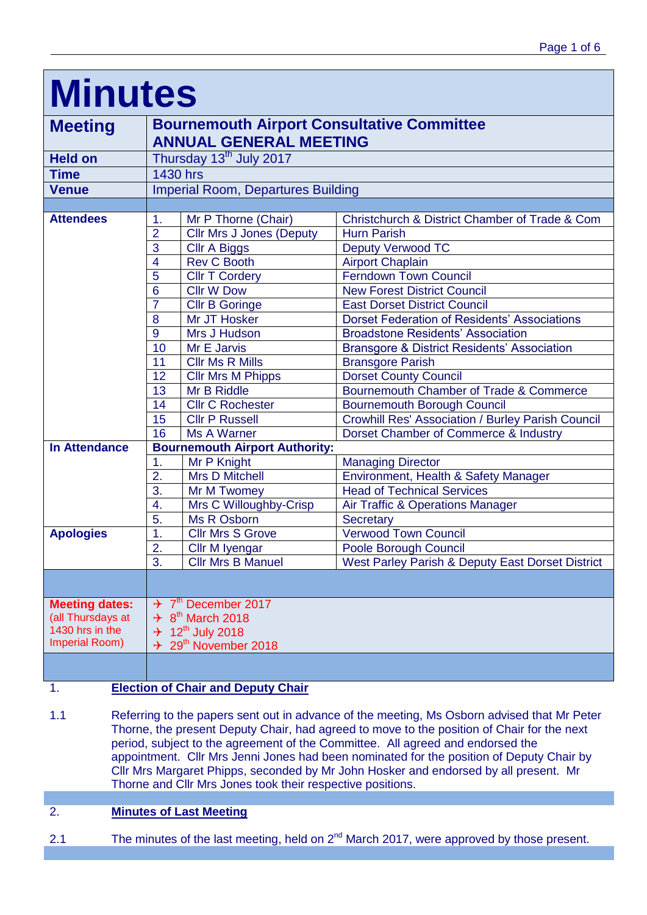# Minutes

| | | | |
|---|---|---|---|
| **Meeting** | **Bournemouth Airport Consultative Committee ANNUAL GENERAL MEETING** | | |
| **Held on** | Thursday 13th July 2017 | | |
| **Time** | 1430 hrs | | |
| **Venue** | Imperial Room, Departures Building | | |
| **Attendees** | 1. | Mr P Thorne (Chair) | Christchurch & District Chamber of Trade & Com |
| | 2 | Cllr Mrs J Jones (Deputy | Hurn Parish |
| | 3 | Cllr A Biggs | Deputy Verwood TC |
| | 4 | Rev C Booth | Airport Chaplain |
| | 5 | Cllr T Cordery | Ferndown Town Council |
| | 6 | Cllr W Dow | New Forest District Council |
| | 7 | Cllr B Goringe | East Dorset District Council |
| | 8 | Mr JT Hosker | Dorset Federation of Residents' Associations |
| | 9 | Mrs J Hudson | Broadstone Residents' Association |
| | 10 | Mr E Jarvis | Bransgore & District Residents' Association |
| | 11 | Cllr Ms R Mills | Bransgore Parish |
| | 12 | Cllr Mrs M Phipps | Dorset County Council |
| | 13 | Mr B Riddle | Bournemouth Chamber of Trade & Commerce |
| | 14 | Cllr C Rochester | Bournemouth Borough Council |
| | 15 | Cllr P Russell | Crowhill Res' Association / Burley Parish Council |
| | 16 | Ms A Warner | Dorset Chamber of Commerce & Industry |
| **In Attendance** | **Bournemouth Airport Authority:** | | |
| | 1. | Mr P Knight | Managing Director |
| | 2. | Mrs D Mitchell | Environment, Health & Safety Manager |
| | 3. | Mr M Twomey | Head of Technical Services |
| | 4. | Mrs C Willoughby-Crisp | Air Traffic & Operations Manager |
| | 5. | Ms R Osborn | Secretary |
| **Apologies** | 1. | Cllr Mrs S Grove | Verwood Town Council |
| | 2. | Cllr M Iyengar | Poole Borough Council |
| | 3. | Cllr Mrs B Manuel | West Parley Parish & Deputy East Dorset District |

**Meeting dates:** (all Thursdays at 1430 hrs in the Imperial Room)

- ✈ 7th December 2017
- ✈ 8th March 2018
- ✈ 12th July 2018
- ✈ 29th November 2018

## 1. Election of Chair and Deputy Chair

1.1 Referring to the papers sent out in advance of the meeting, Ms Osborn advised that Mr Peter Thorne, the present Deputy Chair, had agreed to move to the position of Chair for the next period, subject to the agreement of the Committee. All agreed and endorsed the appointment. Cllr Mrs Jenni Jones had been nominated for the position of Deputy Chair by Cllr Mrs Margaret Phipps, seconded by Mr John Hosker and endorsed by all present. Mr Thorne and Cllr Mrs Jones took their respective positions.

## 2. Minutes of Last Meeting

2.1 The minutes of the last meeting, held on 2nd March 2017, were approved by those present.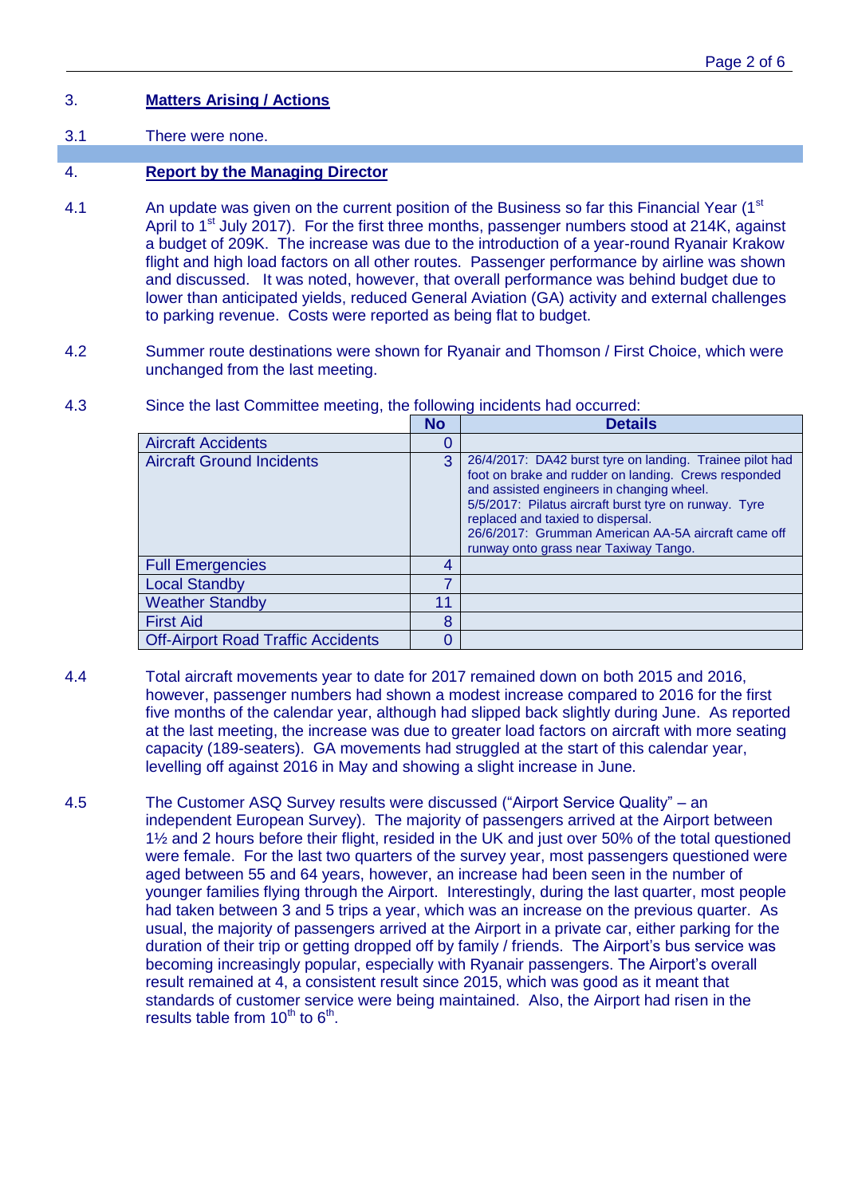## 3. Matters Arising / Actions

3.1 There were none.

## 4. Report by the Managing Director

4.1 An update was given on the current position of the Business so far this Financial Year (1st April to 1st July 2017). For the first three months, passenger numbers stood at 214K, against a budget of 209K. The increase was due to the introduction of a year-round Ryanair Krakow flight and high load factors on all other routes. Passenger performance by airline was shown and discussed. It was noted, however, that overall performance was behind budget due to lower than anticipated yields, reduced General Aviation (GA) activity and external challenges to parking revenue. Costs were reported as being flat to budget.

4.2 Summer route destinations were shown for Ryanair and Thomson / First Choice, which were unchanged from the last meeting.

4.3 Since the last Committee meeting, the following incidents had occurred:

| | No | Details |
|---|---|---|
| Aircraft Accidents | 0 | |
| Aircraft Ground Incidents | 3 | 26/4/2017: DA42 burst tyre on landing. Trainee pilot had foot on brake and rudder on landing. Crews responded and assisted engineers in changing wheel. 5/5/2017: Pilatus aircraft burst tyre on runway. Tyre replaced and taxied to dispersal. 26/6/2017: Grumman American AA-5A aircraft came off runway onto grass near Taxiway Tango. |
| Full Emergencies | 4 | |
| Local Standby | 7 | |
| Weather Standby | 11 | |
| First Aid | 8 | |
| Off-Airport Road Traffic Accidents | 0 | |

4.4 Total aircraft movements year to date for 2017 remained down on both 2015 and 2016, however, passenger numbers had shown a modest increase compared to 2016 for the first five months of the calendar year, although had slipped back slightly during June. As reported at the last meeting, the increase was due to greater load factors on aircraft with more seating capacity (189-seaters). GA movements had struggled at the start of this calendar year, levelling off against 2016 in May and showing a slight increase in June.

4.5 The Customer ASQ Survey results were discussed ("Airport Service Quality" – an independent European Survey). The majority of passengers arrived at the Airport between 1½ and 2 hours before their flight, resided in the UK and just over 50% of the total questioned were female. For the last two quarters of the survey year, most passengers questioned were aged between 55 and 64 years, however, an increase had been seen in the number of younger families flying through the Airport. Interestingly, during the last quarter, most people had taken between 3 and 5 trips a year, which was an increase on the previous quarter. As usual, the majority of passengers arrived at the Airport in a private car, either parking for the duration of their trip or getting dropped off by family / friends. The Airport's bus service was becoming increasingly popular, especially with Ryanair passengers. The Airport's overall result remained at 4, a consistent result since 2015, which was good as it meant that standards of customer service were being maintained. Also, the Airport had risen in the results table from 10th to 6th.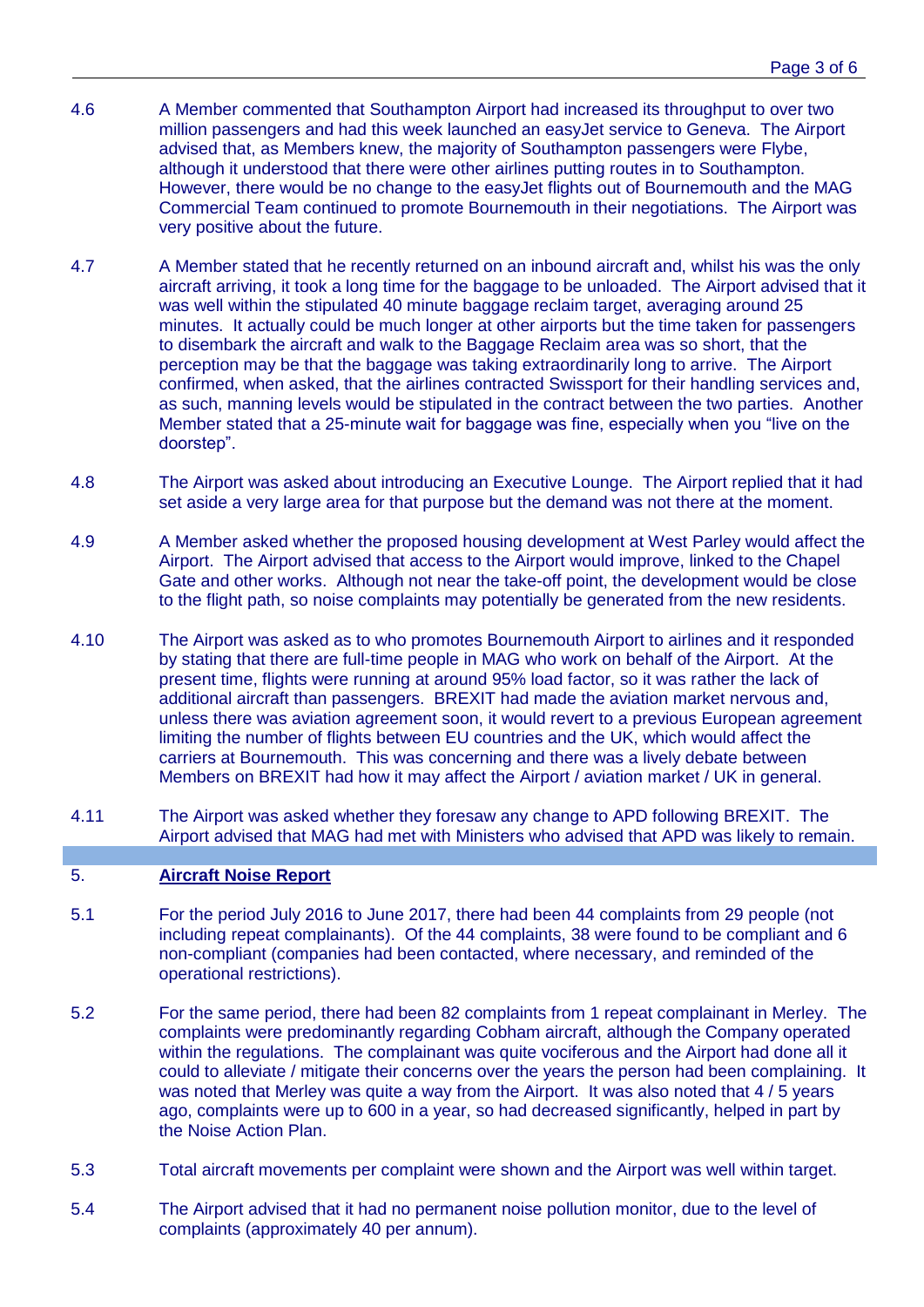4.6 A Member commented that Southampton Airport had increased its throughput to over two million passengers and had this week launched an easyJet service to Geneva. The Airport advised that, as Members knew, the majority of Southampton passengers were Flybe, although it understood that there were other airlines putting routes in to Southampton. However, there would be no change to the easyJet flights out of Bournemouth and the MAG Commercial Team continued to promote Bournemouth in their negotiations. The Airport was very positive about the future.

4.7 A Member stated that he recently returned on an inbound aircraft and, whilst his was the only aircraft arriving, it took a long time for the baggage to be unloaded. The Airport advised that it was well within the stipulated 40 minute baggage reclaim target, averaging around 25 minutes. It actually could be much longer at other airports but the time taken for passengers to disembark the aircraft and walk to the Baggage Reclaim area was so short, that the perception may be that the baggage was taking extraordinarily long to arrive. The Airport confirmed, when asked, that the airlines contracted Swissport for their handling services and, as such, manning levels would be stipulated in the contract between the two parties. Another Member stated that a 25-minute wait for baggage was fine, especially when you "live on the doorstep".

4.8 The Airport was asked about introducing an Executive Lounge. The Airport replied that it had set aside a very large area for that purpose but the demand was not there at the moment.

4.9 A Member asked whether the proposed housing development at West Parley would affect the Airport. The Airport advised that access to the Airport would improve, linked to the Chapel Gate and other works. Although not near the take-off point, the development would be close to the flight path, so noise complaints may potentially be generated from the new residents.

4.10 The Airport was asked as to who promotes Bournemouth Airport to airlines and it responded by stating that there are full-time people in MAG who work on behalf of the Airport. At the present time, flights were running at around 95% load factor, so it was rather the lack of additional aircraft than passengers. BREXIT had made the aviation market nervous and, unless there was aviation agreement soon, it would revert to a previous European agreement limiting the number of flights between EU countries and the UK, which would affect the carriers at Bournemouth. This was concerning and there was a lively debate between Members on BREXIT had how it may affect the Airport / aviation market / UK in general.

4.11 The Airport was asked whether they foresaw any change to APD following BREXIT. The Airport advised that MAG had met with Ministers who advised that APD was likely to remain.

## 5. Aircraft Noise Report

5.1 For the period July 2016 to June 2017, there had been 44 complaints from 29 people (not including repeat complainants). Of the 44 complaints, 38 were found to be compliant and 6 non-compliant (companies had been contacted, where necessary, and reminded of the operational restrictions).

5.2 For the same period, there had been 82 complaints from 1 repeat complainant in Merley. The complaints were predominantly regarding Cobham aircraft, although the Company operated within the regulations. The complainant was quite vociferous and the Airport had done all it could to alleviate / mitigate their concerns over the years the person had been complaining. It was noted that Merley was quite a way from the Airport. It was also noted that 4 / 5 years ago, complaints were up to 600 in a year, so had decreased significantly, helped in part by the Noise Action Plan.

5.3 Total aircraft movements per complaint were shown and the Airport was well within target.

5.4 The Airport advised that it had no permanent noise pollution monitor, due to the level of complaints (approximately 40 per annum).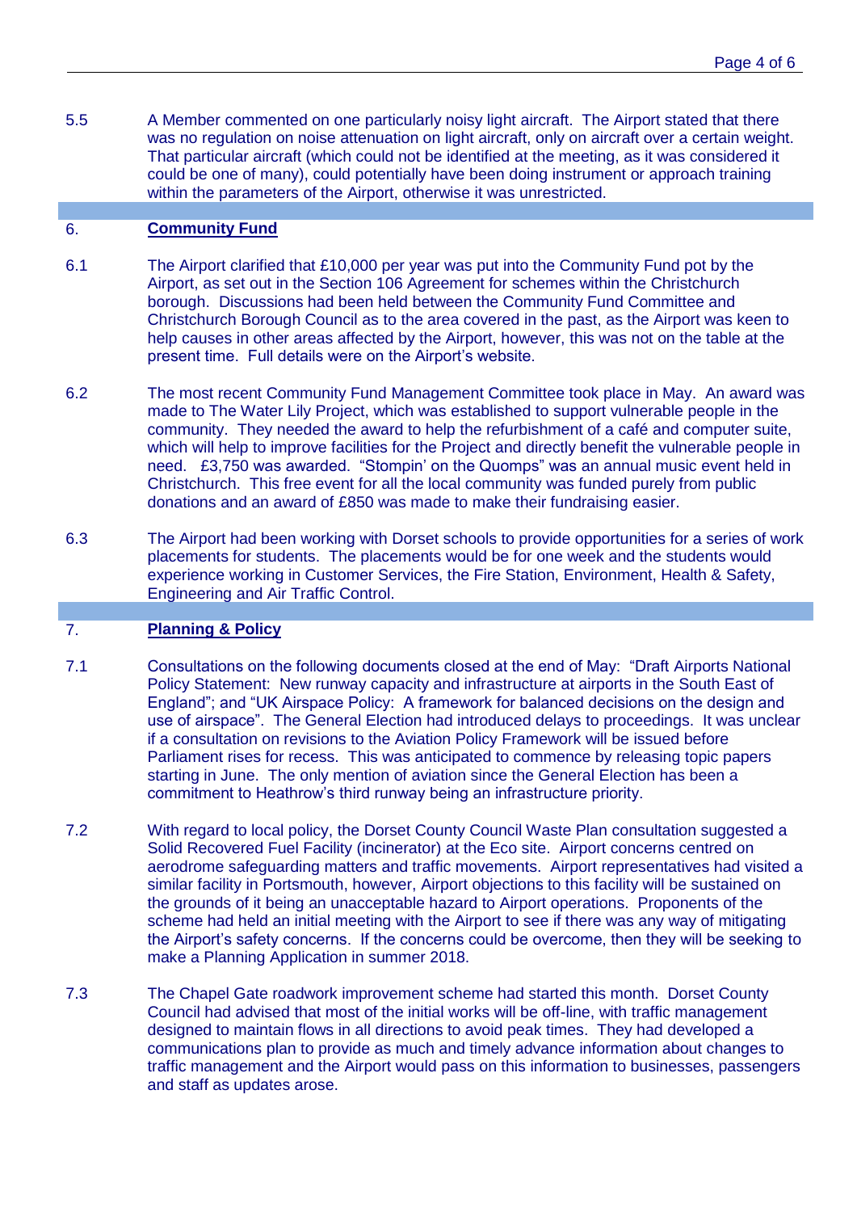5.5 A Member commented on one particularly noisy light aircraft. The Airport stated that there was no regulation on noise attenuation on light aircraft, only on aircraft over a certain weight. That particular aircraft (which could not be identified at the meeting, as it was considered it could be one of many), could potentially have been doing instrument or approach training within the parameters of the Airport, otherwise it was unrestricted.

## 6. **Community Fund**

6.1 The Airport clarified that £10,000 per year was put into the Community Fund pot by the Airport, as set out in the Section 106 Agreement for schemes within the Christchurch borough. Discussions had been held between the Community Fund Committee and Christchurch Borough Council as to the area covered in the past, as the Airport was keen to help causes in other areas affected by the Airport, however, this was not on the table at the present time. Full details were on the Airport's website.

6.2 The most recent Community Fund Management Committee took place in May. An award was made to The Water Lily Project, which was established to support vulnerable people in the community. They needed the award to help the refurbishment of a café and computer suite, which will help to improve facilities for the Project and directly benefit the vulnerable people in need. £3,750 was awarded. "Stompin' on the Quomps" was an annual music event held in Christchurch. This free event for all the local community was funded purely from public donations and an award of £850 was made to make their fundraising easier.

6.3 The Airport had been working with Dorset schools to provide opportunities for a series of work placements for students. The placements would be for one week and the students would experience working in Customer Services, the Fire Station, Environment, Health & Safety, Engineering and Air Traffic Control.

## 7. **Planning & Policy**

7.1 Consultations on the following documents closed at the end of May: "Draft Airports National Policy Statement: New runway capacity and infrastructure at airports in the South East of England"; and "UK Airspace Policy: A framework for balanced decisions on the design and use of airspace". The General Election had introduced delays to proceedings. It was unclear if a consultation on revisions to the Aviation Policy Framework will be issued before Parliament rises for recess. This was anticipated to commence by releasing topic papers starting in June. The only mention of aviation since the General Election has been a commitment to Heathrow's third runway being an infrastructure priority.

7.2 With regard to local policy, the Dorset County Council Waste Plan consultation suggested a Solid Recovered Fuel Facility (incinerator) at the Eco site. Airport concerns centred on aerodrome safeguarding matters and traffic movements. Airport representatives had visited a similar facility in Portsmouth, however, Airport objections to this facility will be sustained on the grounds of it being an unacceptable hazard to Airport operations. Proponents of the scheme had held an initial meeting with the Airport to see if there was any way of mitigating the Airport's safety concerns. If the concerns could be overcome, then they will be seeking to make a Planning Application in summer 2018.

7.3 The Chapel Gate roadwork improvement scheme had started this month. Dorset County Council had advised that most of the initial works will be off-line, with traffic management designed to maintain flows in all directions to avoid peak times. They had developed a communications plan to provide as much and timely advance information about changes to traffic management and the Airport would pass on this information to businesses, passengers and staff as updates arose.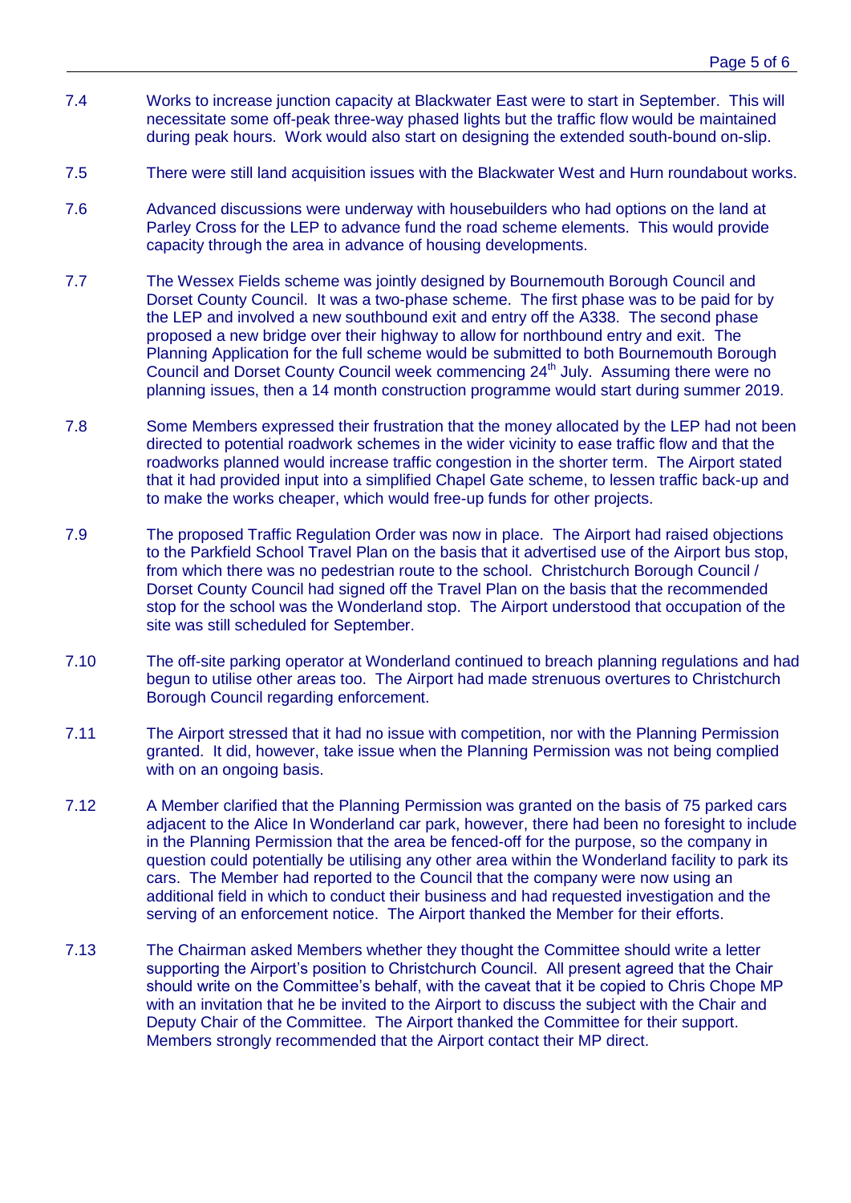7.4 Works to increase junction capacity at Blackwater East were to start in September. This will necessitate some off-peak three-way phased lights but the traffic flow would be maintained during peak hours. Work would also start on designing the extended south-bound on-slip.

7.5 There were still land acquisition issues with the Blackwater West and Hurn roundabout works.

7.6 Advanced discussions were underway with housebuilders who had options on the land at Parley Cross for the LEP to advance fund the road scheme elements. This would provide capacity through the area in advance of housing developments.

7.7 The Wessex Fields scheme was jointly designed by Bournemouth Borough Council and Dorset County Council. It was a two-phase scheme. The first phase was to be paid for by the LEP and involved a new southbound exit and entry off the A338. The second phase proposed a new bridge over their highway to allow for northbound entry and exit. The Planning Application for the full scheme would be submitted to both Bournemouth Borough Council and Dorset County Council week commencing 24th July. Assuming there were no planning issues, then a 14 month construction programme would start during summer 2019.

7.8 Some Members expressed their frustration that the money allocated by the LEP had not been directed to potential roadwork schemes in the wider vicinity to ease traffic flow and that the roadworks planned would increase traffic congestion in the shorter term. The Airport stated that it had provided input into a simplified Chapel Gate scheme, to lessen traffic back-up and to make the works cheaper, which would free-up funds for other projects.

7.9 The proposed Traffic Regulation Order was now in place. The Airport had raised objections to the Parkfield School Travel Plan on the basis that it advertised use of the Airport bus stop, from which there was no pedestrian route to the school. Christchurch Borough Council / Dorset County Council had signed off the Travel Plan on the basis that the recommended stop for the school was the Wonderland stop. The Airport understood that occupation of the site was still scheduled for September.

7.10 The off-site parking operator at Wonderland continued to breach planning regulations and had begun to utilise other areas too. The Airport had made strenuous overtures to Christchurch Borough Council regarding enforcement.

7.11 The Airport stressed that it had no issue with competition, nor with the Planning Permission granted. It did, however, take issue when the Planning Permission was not being complied with on an ongoing basis.

7.12 A Member clarified that the Planning Permission was granted on the basis of 75 parked cars adjacent to the Alice In Wonderland car park, however, there had been no foresight to include in the Planning Permission that the area be fenced-off for the purpose, so the company in question could potentially be utilising any other area within the Wonderland facility to park its cars. The Member had reported to the Council that the company were now using an additional field in which to conduct their business and had requested investigation and the serving of an enforcement notice. The Airport thanked the Member for their efforts.

7.13 The Chairman asked Members whether they thought the Committee should write a letter supporting the Airport's position to Christchurch Council. All present agreed that the Chair should write on the Committee's behalf, with the caveat that it be copied to Chris Chope MP with an invitation that he be invited to the Airport to discuss the subject with the Chair and Deputy Chair of the Committee. The Airport thanked the Committee for their support. Members strongly recommended that the Airport contact their MP direct.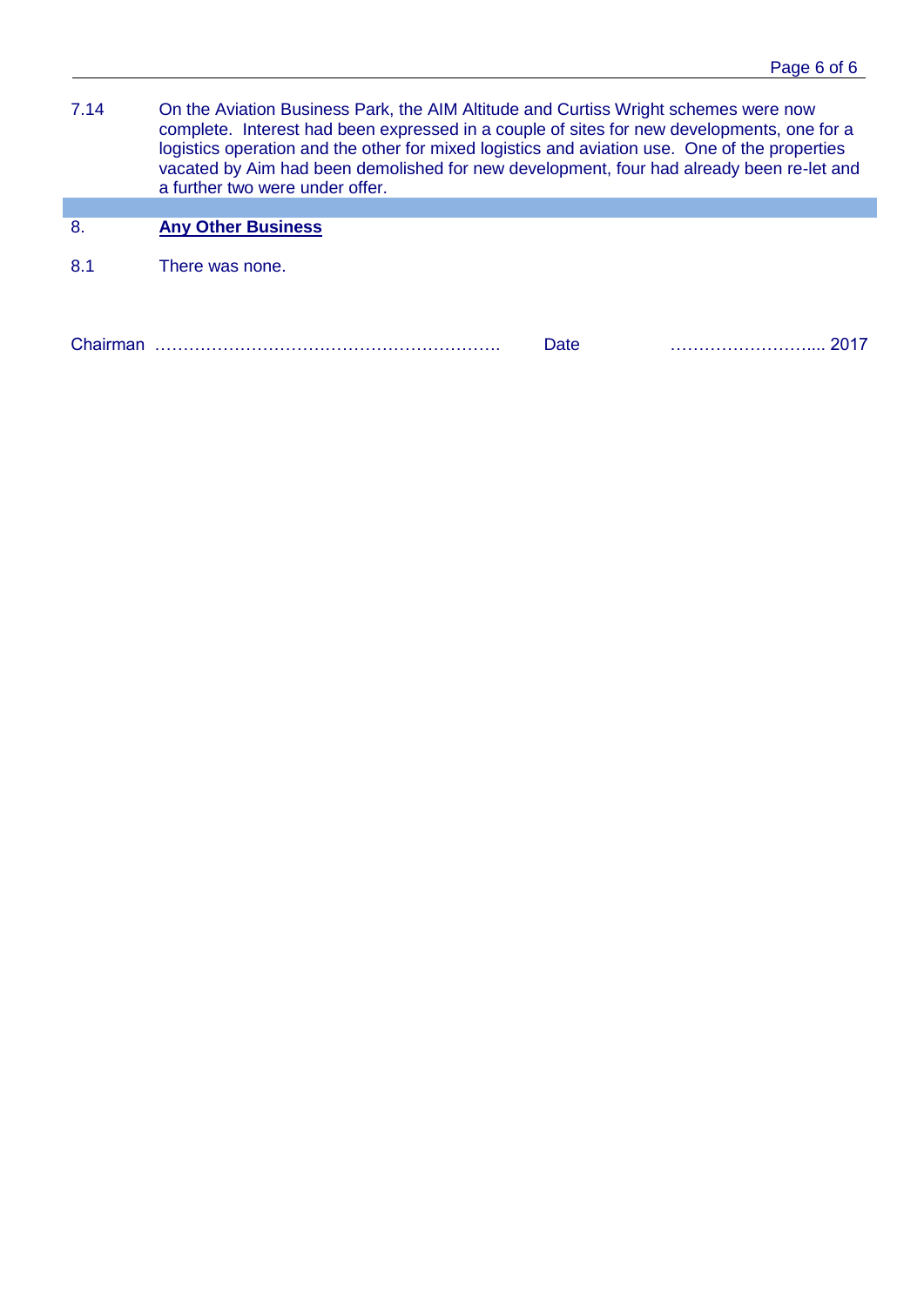7.14 On the Aviation Business Park, the AIM Altitude and Curtiss Wright schemes were now complete. Interest had been expressed in a couple of sites for new developments, one for a logistics operation and the other for mixed logistics and aviation use. One of the properties vacated by Aim had been demolished for new development, four had already been re-let and a further two were under offer.

## 8. **Any Other Business**

8.1 There was none.

Chairman ……………………………………………………. Date …………………….... 2017